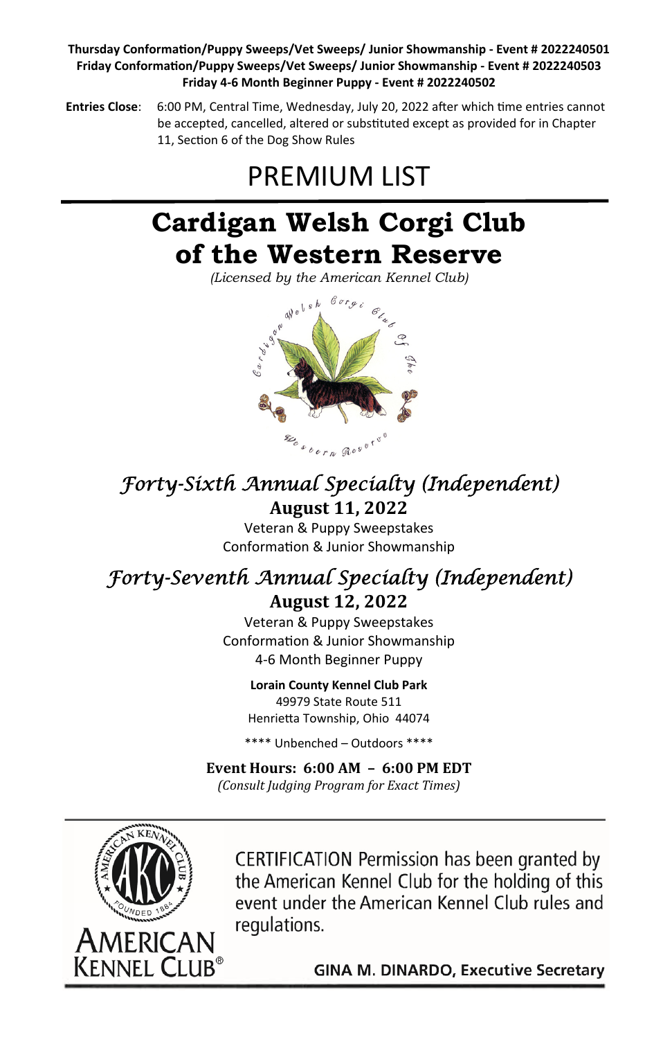**Thursday Conformation/Puppy Sweeps/Vet Sweeps/ Junior Showmanship - Event # 2022240501**
**Friday Conformation/Puppy Sweeps/Vet Sweeps/ Junior Showmanship - Event # 2022240503**
**Friday 4-6 Month Beginner Puppy - Event # 2022240502**

**Entries Close**: 6:00 PM, Central Time, Wednesday, July 20, 2022 after which time entries cannot be accepted, cancelled, altered or substituted except as provided for in Chapter 11, Section 6 of the Dog Show Rules

# PREMIUM LIST

# Cardigan Welsh Corgi Club of the Western Reserve

*(Licensed by the American Kennel Club)*

Cardigan Welsh Corgi Club of The Western Reserve

## *Forty-Sixth Annual Specialty (Independent)*

**August 11, 2022**

Veteran & Puppy Sweepstakes
Conformation & Junior Showmanship

## *Forty-Seventh Annual Specialty (Independent)*

**August 12, 2022**

Veteran & Puppy Sweepstakes
Conformation & Junior Showmanship
4-6 Month Beginner Puppy

**Lorain County Kennel Club Park**
49979 State Route 511
Henrietta Township, Ohio 44074

**** Unbenched – Outdoors ****

**Event Hours: 6:00 AM – 6:00 PM EDT**

*(Consult Judging Program for Exact Times)*

AMERICAN KENNEL CLUB®

CERTIFICATION Permission has been granted by the American Kennel Club for the holding of this event under the American Kennel Club rules and regulations.

**GINA M. DINARDO, Executive Secretary**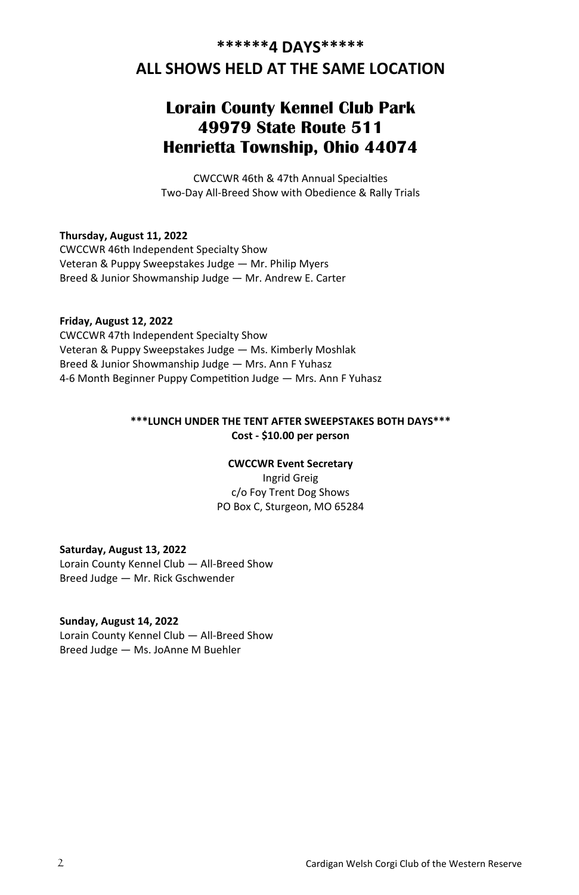## ******4 DAYS*****

## ALL SHOWS HELD AT THE SAME LOCATION

# Lorain County Kennel Club Park
# 49979 State Route 511
# Henrietta Township, Ohio 44074

CWCCWR 46th & 47th Annual Specialties
Two-Day All-Breed Show with Obedience & Rally Trials

**Thursday, August 11, 2022**
CWCCWR 46th Independent Specialty Show
Veteran & Puppy Sweepstakes Judge — Mr. Philip Myers
Breed & Junior Showmanship Judge — Mr. Andrew E. Carter

**Friday, August 12, 2022**
CWCCWR 47th Independent Specialty Show
Veteran & Puppy Sweepstakes Judge — Ms. Kimberly Moshlak
Breed & Junior Showmanship Judge — Mrs. Ann F Yuhasz
4-6 Month Beginner Puppy Competition Judge — Mrs. Ann F Yuhasz

**\*\*\*LUNCH UNDER THE TENT AFTER SWEEPSTAKES BOTH DAYS\*\*\***
**Cost - $10.00 per person**

**CWCCWR Event Secretary**
Ingrid Greig
c/o Foy Trent Dog Shows
PO Box C, Sturgeon, MO 65284

**Saturday, August 13, 2022**
Lorain County Kennel Club — All-Breed Show
Breed Judge — Mr. Rick Gschwender

**Sunday, August 14, 2022**
Lorain County Kennel Club — All-Breed Show
Breed Judge — Ms. JoAnne M Buehler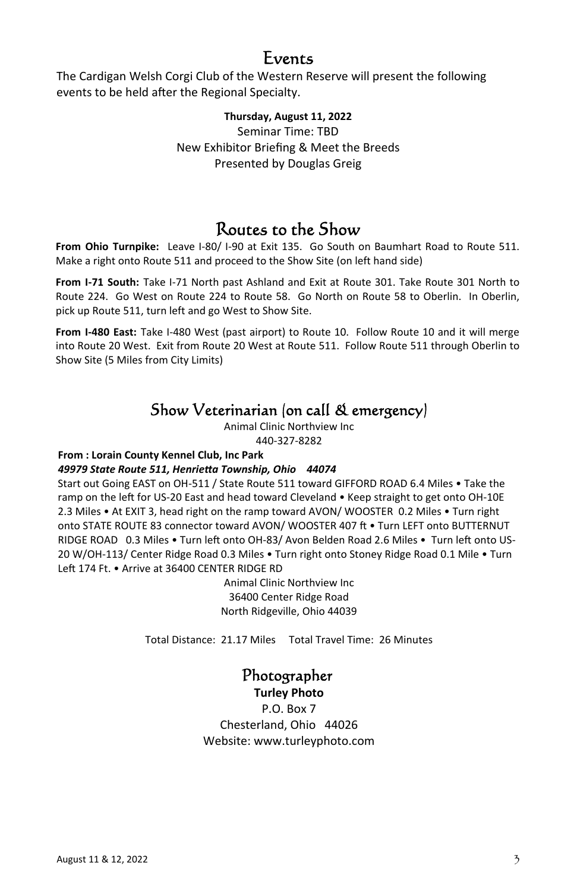## Events

The Cardigan Welsh Corgi Club of the Western Reserve will present the following events to be held after the Regional Specialty.

**Thursday, August 11, 2022**
Seminar Time: TBD
New Exhibitor Briefing & Meet the Breeds
Presented by Douglas Greig

## Routes to the Show

**From Ohio Turnpike:** Leave I-80/ I-90 at Exit 135. Go South on Baumhart Road to Route 511. Make a right onto Route 511 and proceed to the Show Site (on left hand side)

**From I-71 South:** Take I-71 North past Ashland and Exit at Route 301. Take Route 301 North to Route 224. Go West on Route 224 to Route 58. Go North on Route 58 to Oberlin. In Oberlin, pick up Route 511, turn left and go West to Show Site.

**From I-480 East:** Take I-480 West (past airport) to Route 10. Follow Route 10 and it will merge into Route 20 West. Exit from Route 20 West at Route 511. Follow Route 511 through Oberlin to Show Site (5 Miles from City Limits)

## Show Veterinarian (on call & emergency)

Animal Clinic Northview Inc
440-327-8282

**From : Lorain County Kennel Club, Inc Park**
***49979 State Route 511, Henrietta Township, Ohio 44074***

Start out Going EAST on OH-511 / State Route 511 toward GIFFORD ROAD 6.4 Miles • Take the ramp on the left for US-20 East and head toward Cleveland • Keep straight to get onto OH-10E 2.3 Miles • At EXIT 3, head right on the ramp toward AVON/ WOOSTER 0.2 Miles • Turn right onto STATE ROUTE 83 connector toward AVON/ WOOSTER 407 ft • Turn LEFT onto BUTTERNUT RIDGE ROAD 0.3 Miles • Turn left onto OH-83/ Avon Belden Road 2.6 Miles • Turn left onto US-20 W/OH-113/ Center Ridge Road 0.3 Miles • Turn right onto Stoney Ridge Road 0.1 Mile • Turn Left 174 Ft. • Arrive at 36400 CENTER RIDGE RD

Animal Clinic Northview Inc
36400 Center Ridge Road
North Ridgeville, Ohio 44039

Total Distance: 21.17 Miles Total Travel Time: 26 Minutes

## Photographer

**Turley Photo**
P.O. Box 7
Chesterland, Ohio 44026
Website: www.turleyphoto.com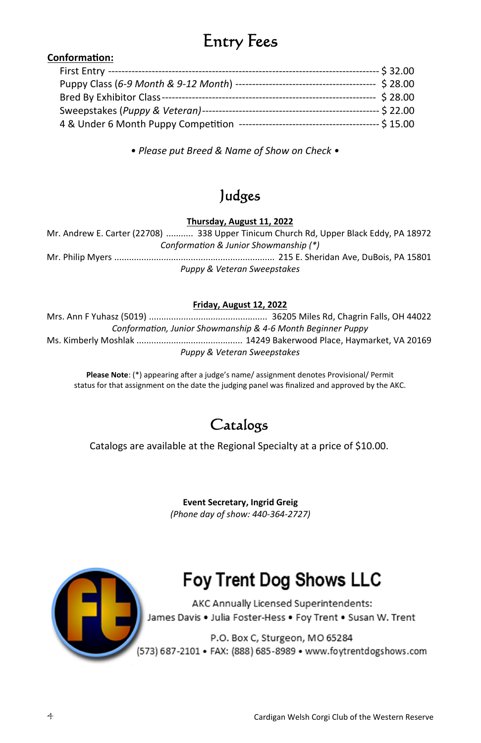# Entry Fees

**Conformation:**

| | |
|---|---|
| First Entry | $ 32.00 |
| Puppy Class (*6-9 Month & 9-12 Month*) | $ 28.00 |
| Bred By Exhibitor Class | $ 28.00 |
| Sweepstakes (*Puppy & Veteran*) | $ 22.00 |
| 4 & Under 6 Month Puppy Competition | $ 15.00 |

*• Please put Breed & Name of Show on Check •*

# Judges

**Thursday, August 11, 2022**

Mr. Andrew E. Carter (22708) ........... 338 Upper Tinicum Church Rd, Upper Black Eddy, PA 18972
*Conformation & Junior Showmanship (*)*

Mr. Philip Myers ........................................................ 215 E. Sheridan Ave, DuBois, PA 15801
*Puppy & Veteran Sweepstakes*

**Friday, August 12, 2022**

Mrs. Ann F Yuhasz (5019) ............................................... 36205 Miles Rd, Chagrin Falls, OH 44022
*Conformation, Junior Showmanship & 4-6 Month Beginner Puppy*

Ms. Kimberly Moshlak .......................................... 14249 Bakerwood Place, Haymarket, VA 20169
*Puppy & Veteran Sweepstakes*

**Please Note**: (*) appearing after a judge's name/ assignment denotes Provisional/ Permit status for that assignment on the date the judging panel was finalized and approved by the AKC.

# Catalogs

Catalogs are available at the Regional Specialty at a price of $10.00.

**Event Secretary, Ingrid Greig**
*(Phone day of show: 440-364-2727)*

## Foy Trent Dog Shows LLC

AKC Annually Licensed Superintendents:
James Davis • Julia Foster-Hess • Foy Trent • Susan W. Trent

P.O. Box C, Sturgeon, MO 65284
(573) 687-2101 • FAX: (888) 685-8989 • www.foytrentdogshows.com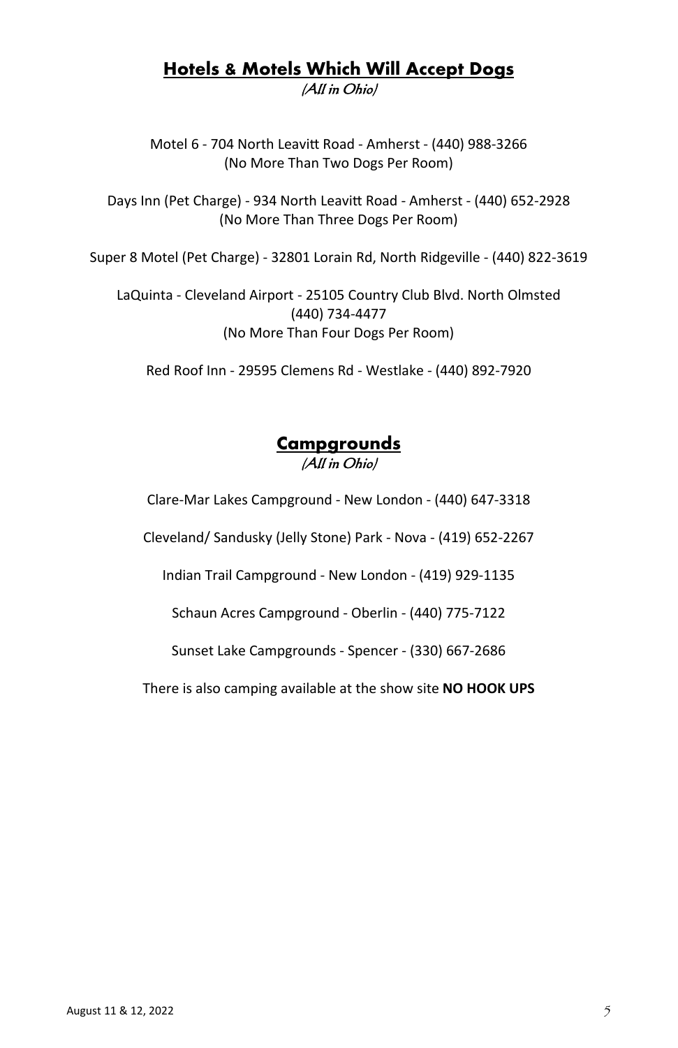## Hotels & Motels Which Will Accept Dogs

*(All in Ohio)*

Motel 6 - 704 North Leavitt Road - Amherst - (440) 988-3266
(No More Than Two Dogs Per Room)

Days Inn (Pet Charge) - 934 North Leavitt Road - Amherst - (440) 652-2928
(No More Than Three Dogs Per Room)

Super 8 Motel (Pet Charge) - 32801 Lorain Rd, North Ridgeville - (440) 822-3619

LaQuinta - Cleveland Airport - 25105 Country Club Blvd. North Olmsted
(440) 734-4477
(No More Than Four Dogs Per Room)

Red Roof Inn - 29595 Clemens Rd - Westlake - (440) 892-7920

## Campgrounds

*(All in Ohio)*

Clare-Mar Lakes Campground - New London - (440) 647-3318

Cleveland/ Sandusky (Jelly Stone) Park - Nova - (419) 652-2267

Indian Trail Campground - New London - (419) 929-1135

Schaun Acres Campground - Oberlin - (440) 775-7122

Sunset Lake Campgrounds - Spencer - (330) 667-2686

There is also camping available at the show site **NO HOOK UPS**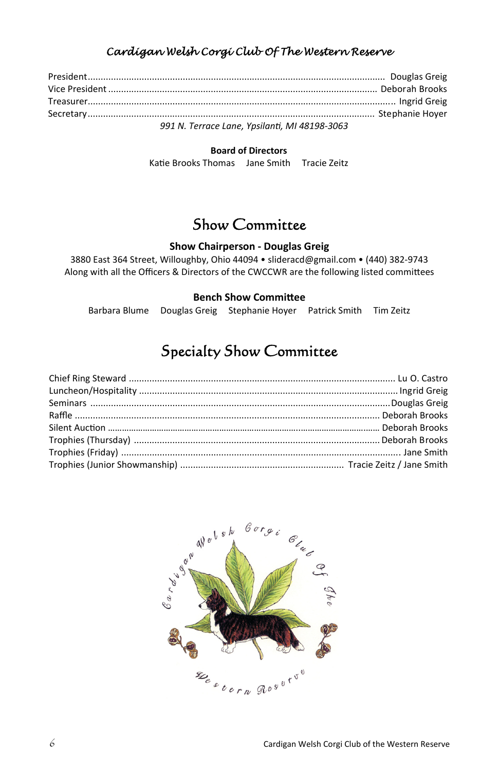## *Cardigan Welsh Corgi Club Of The Western Reserve*

| | |
|---|---|
| President | Douglas Greig |
| Vice President | Deborah Brooks |
| Treasurer | Ingrid Greig |
| Secretary | Stephanie Hoyer |

*991 N. Terrace Lane, Ypsilanti, MI 48198-3063*

**Board of Directors**

Katie Brooks Thomas   Jane Smith   Tracie Zeitz

# Show Committee

**Show Chairperson - Douglas Greig**

3880 East 364 Street, Willoughby, Ohio 44094 • slideracd@gmail.com • (440) 382-9743

Along with all the Officers & Directors of the CWCCWR are the following listed committees

**Bench Show Committee**

Barbara Blume   Douglas Greig   Stephanie Hoyer   Patrick Smith   Tim Zeitz

# Specialty Show Committee

| | |
|---|---|
| Chief Ring Steward | Lu O. Castro |
| Luncheon/Hospitality | Ingrid Greig |
| Seminars | Douglas Greig |
| Raffle | Deborah Brooks |
| Silent Auction | Deborah Brooks |
| Trophies (Thursday) | Deborah Brooks |
| Trophies (Friday) | Jane Smith |
| Trophies (Junior Showmanship) | Tracie Zeitz / Jane Smith |

Cardigan Welsh Corgi Club Of The Western Reserve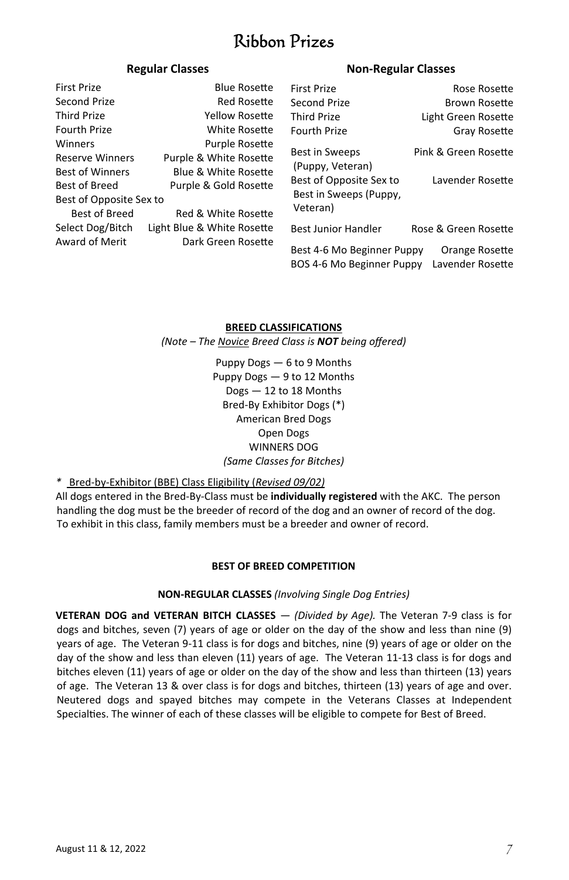# Ribbon Prizes

### Regular Classes

| | |
|---|---|
| First Prize | Blue Rosette |
| Second Prize | Red Rosette |
| Third Prize | Yellow Rosette |
| Fourth Prize | White Rosette |
| Winners | Purple Rosette |
| Reserve Winners | Purple & White Rosette |
| Best of Winners | Blue & White Rosette |
| Best of Breed | Purple & Gold Rosette |
| Best of Opposite Sex to Best of Breed | Red & White Rosette |
| Select Dog/Bitch | Light Blue & White Rosette |
| Award of Merit | Dark Green Rosette |

### Non-Regular Classes

| | |
|---|---|
| First Prize | Rose Rosette |
| Second Prize | Brown Rosette |
| Third Prize | Light Green Rosette |
| Fourth Prize | Gray Rosette |
| Best in Sweeps (Puppy, Veteran) | Pink & Green Rosette |
| Best of Opposite Sex to Best in Sweeps (Puppy, Veteran) | Lavender Rosette |
| Best Junior Handler | Rose & Green Rosette |
| Best 4-6 Mo Beginner Puppy | Orange Rosette |
| BOS 4-6 Mo Beginner Puppy | Lavender Rosette |

**BREED CLASSIFICATIONS**

*(Note – The Novice Breed Class is **NOT** being offered)*

Puppy Dogs — 6 to 9 Months
Puppy Dogs — 9 to 12 Months
Dogs — 12 to 18 Months
Bred-By Exhibitor Dogs (*)
American Bred Dogs
Open Dogs
WINNERS DOG
*(Same Classes for Bitches)*

* Bred-by-Exhibitor (BBE) Class Eligibility (*Revised 09/02)*
All dogs entered in the Bred-By-Class must be **individually registered** with the AKC. The person handling the dog must be the breeder of record of the dog and an owner of record of the dog. To exhibit in this class, family members must be a breeder and owner of record.

**BEST OF BREED COMPETITION**

**NON-REGULAR CLASSES** *(Involving Single Dog Entries)*

**VETERAN DOG and VETERAN BITCH CLASSES** — *(Divided by Age).* The Veteran 7-9 class is for dogs and bitches, seven (7) years of age or older on the day of the show and less than nine (9) years of age. The Veteran 9-11 class is for dogs and bitches, nine (9) years of age or older on the day of the show and less than eleven (11) years of age. The Veteran 11-13 class is for dogs and bitches eleven (11) years of age or older on the day of the show and less than thirteen (13) years of age. The Veteran 13 & over class is for dogs and bitches, thirteen (13) years of age and over. Neutered dogs and spayed bitches may compete in the Veterans Classes at Independent Specialties. The winner of each of these classes will be eligible to compete for Best of Breed.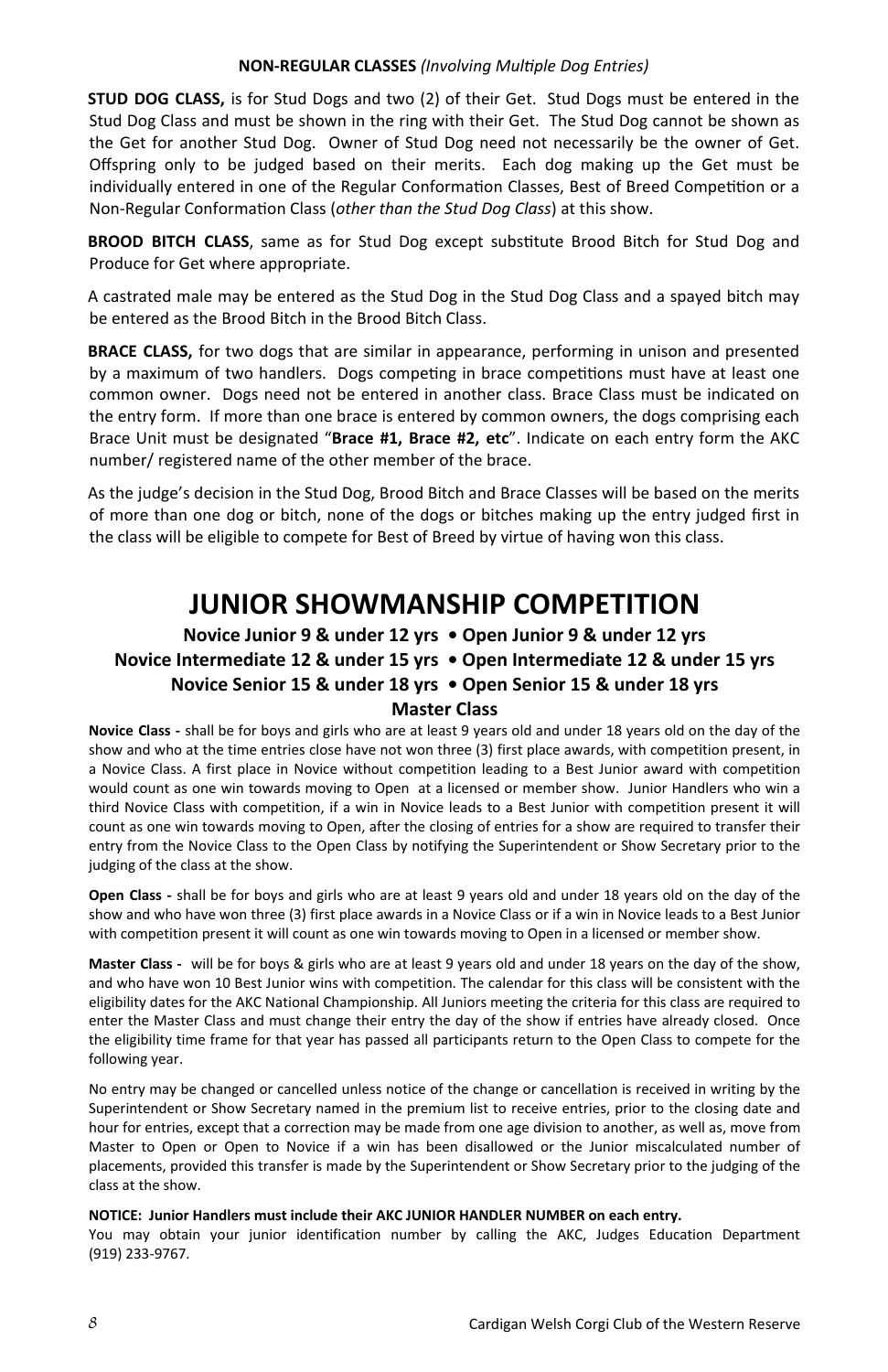**NON-REGULAR CLASSES** *(Involving Multiple Dog Entries)*

**STUD DOG CLASS,** is for Stud Dogs and two (2) of their Get. Stud Dogs must be entered in the Stud Dog Class and must be shown in the ring with their Get. The Stud Dog cannot be shown as the Get for another Stud Dog. Owner of Stud Dog need not necessarily be the owner of Get. Offspring only to be judged based on their merits. Each dog making up the Get must be individually entered in one of the Regular Conformation Classes, Best of Breed Competition or a Non-Regular Conformation Class (*other than the Stud Dog Class*) at this show.

**BROOD BITCH CLASS**, same as for Stud Dog except substitute Brood Bitch for Stud Dog and Produce for Get where appropriate.

A castrated male may be entered as the Stud Dog in the Stud Dog Class and a spayed bitch may be entered as the Brood Bitch in the Brood Bitch Class.

**BRACE CLASS,** for two dogs that are similar in appearance, performing in unison and presented by a maximum of two handlers. Dogs competing in brace competitions must have at least one common owner. Dogs need not be entered in another class. Brace Class must be indicated on the entry form. If more than one brace is entered by common owners, the dogs comprising each Brace Unit must be designated "**Brace #1, Brace #2, etc**". Indicate on each entry form the AKC number/ registered name of the other member of the brace.

As the judge's decision in the Stud Dog, Brood Bitch and Brace Classes will be based on the merits of more than one dog or bitch, none of the dogs or bitches making up the entry judged first in the class will be eligible to compete for Best of Breed by virtue of having won this class.

# JUNIOR SHOWMANSHIP COMPETITION

**Novice Junior 9 & under 12 yrs • Open Junior 9 & under 12 yrs**
**Novice Intermediate 12 & under 15 yrs • Open Intermediate 12 & under 15 yrs**
**Novice Senior 15 & under 18 yrs • Open Senior 15 & under 18 yrs**
**Master Class**

**Novice Class -** shall be for boys and girls who are at least 9 years old and under 18 years old on the day of the show and who at the time entries close have not won three (3) first place awards, with competition present, in a Novice Class. A first place in Novice without competition leading to a Best Junior award with competition would count as one win towards moving to Open at a licensed or member show. Junior Handlers who win a third Novice Class with competition, if a win in Novice leads to a Best Junior with competition present it will count as one win towards moving to Open, after the closing of entries for a show are required to transfer their entry from the Novice Class to the Open Class by notifying the Superintendent or Show Secretary prior to the judging of the class at the show.

**Open Class -** shall be for boys and girls who are at least 9 years old and under 18 years old on the day of the show and who have won three (3) first place awards in a Novice Class or if a win in Novice leads to a Best Junior with competition present it will count as one win towards moving to Open in a licensed or member show.

**Master Class -** will be for boys & girls who are at least 9 years old and under 18 years on the day of the show, and who have won 10 Best Junior wins with competition. The calendar for this class will be consistent with the eligibility dates for the AKC National Championship. All Juniors meeting the criteria for this class are required to enter the Master Class and must change their entry the day of the show if entries have already closed. Once the eligibility time frame for that year has passed all participants return to the Open Class to compete for the following year.

No entry may be changed or cancelled unless notice of the change or cancellation is received in writing by the Superintendent or Show Secretary named in the premium list to receive entries, prior to the closing date and hour for entries, except that a correction may be made from one age division to another, as well as, move from Master to Open or Open to Novice if a win has been disallowed or the Junior miscalculated number of placements, provided this transfer is made by the Superintendent or Show Secretary prior to the judging of the class at the show.

**NOTICE: Junior Handlers must include their AKC JUNIOR HANDLER NUMBER on each entry.**
You may obtain your junior identification number by calling the AKC, Judges Education Department (919) 233-9767.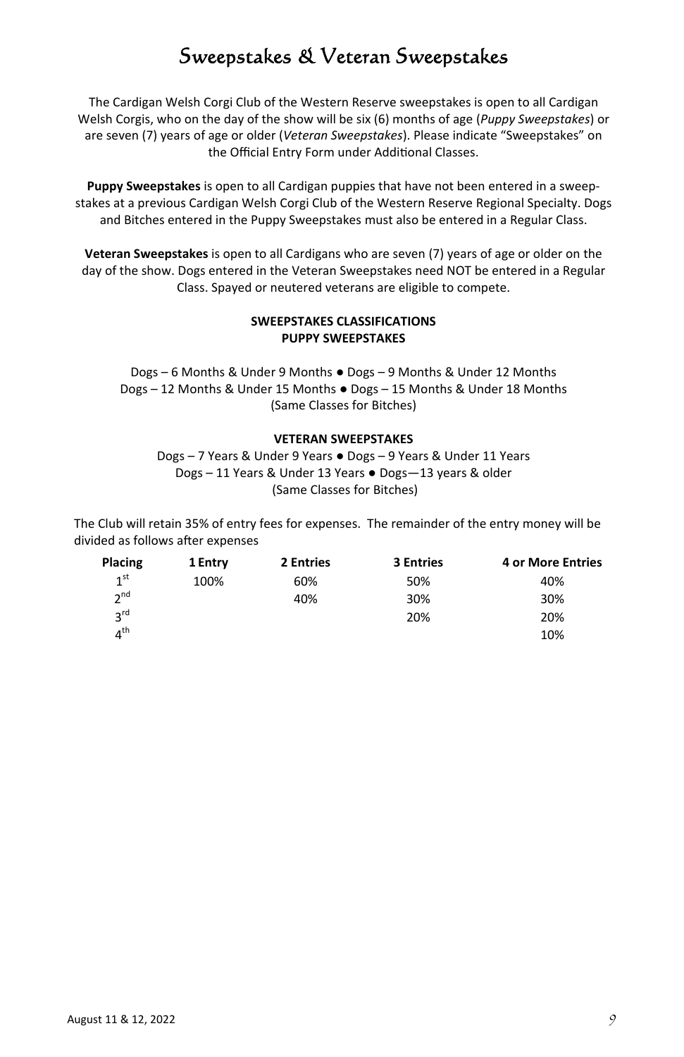# Sweepstakes & Veteran Sweepstakes

The Cardigan Welsh Corgi Club of the Western Reserve sweepstakes is open to all Cardigan Welsh Corgis, who on the day of the show will be six (6) months of age (*Puppy Sweepstakes*) or are seven (7) years of age or older (*Veteran Sweepstakes*). Please indicate "Sweepstakes" on the Official Entry Form under Additional Classes.

**Puppy Sweepstakes** is open to all Cardigan puppies that have not been entered in a sweepstakes at a previous Cardigan Welsh Corgi Club of the Western Reserve Regional Specialty. Dogs and Bitches entered in the Puppy Sweepstakes must also be entered in a Regular Class.

**Veteran Sweepstakes** is open to all Cardigans who are seven (7) years of age or older on the day of the show. Dogs entered in the Veteran Sweepstakes need NOT be entered in a Regular Class. Spayed or neutered veterans are eligible to compete.

**SWEEPSTAKES CLASSIFICATIONS**
**PUPPY SWEEPSTAKES**

Dogs – 6 Months & Under 9 Months ● Dogs – 9 Months & Under 12 Months
Dogs – 12 Months & Under 15 Months ● Dogs – 15 Months & Under 18 Months
(Same Classes for Bitches)

**VETERAN SWEEPSTAKES**

Dogs – 7 Years & Under 9 Years ● Dogs – 9 Years & Under 11 Years
Dogs – 11 Years & Under 13 Years ● Dogs—13 years & older
(Same Classes for Bitches)

The Club will retain 35% of entry fees for expenses. The remainder of the entry money will be divided as follows after expenses

| Placing | 1 Entry | 2 Entries | 3 Entries | 4 or More Entries |
|---|---|---|---|---|
| 1st | 100% | 60% | 50% | 40% |
| 2nd | | 40% | 30% | 30% |
| 3rd | | | 20% | 20% |
| 4th | | | | 10% |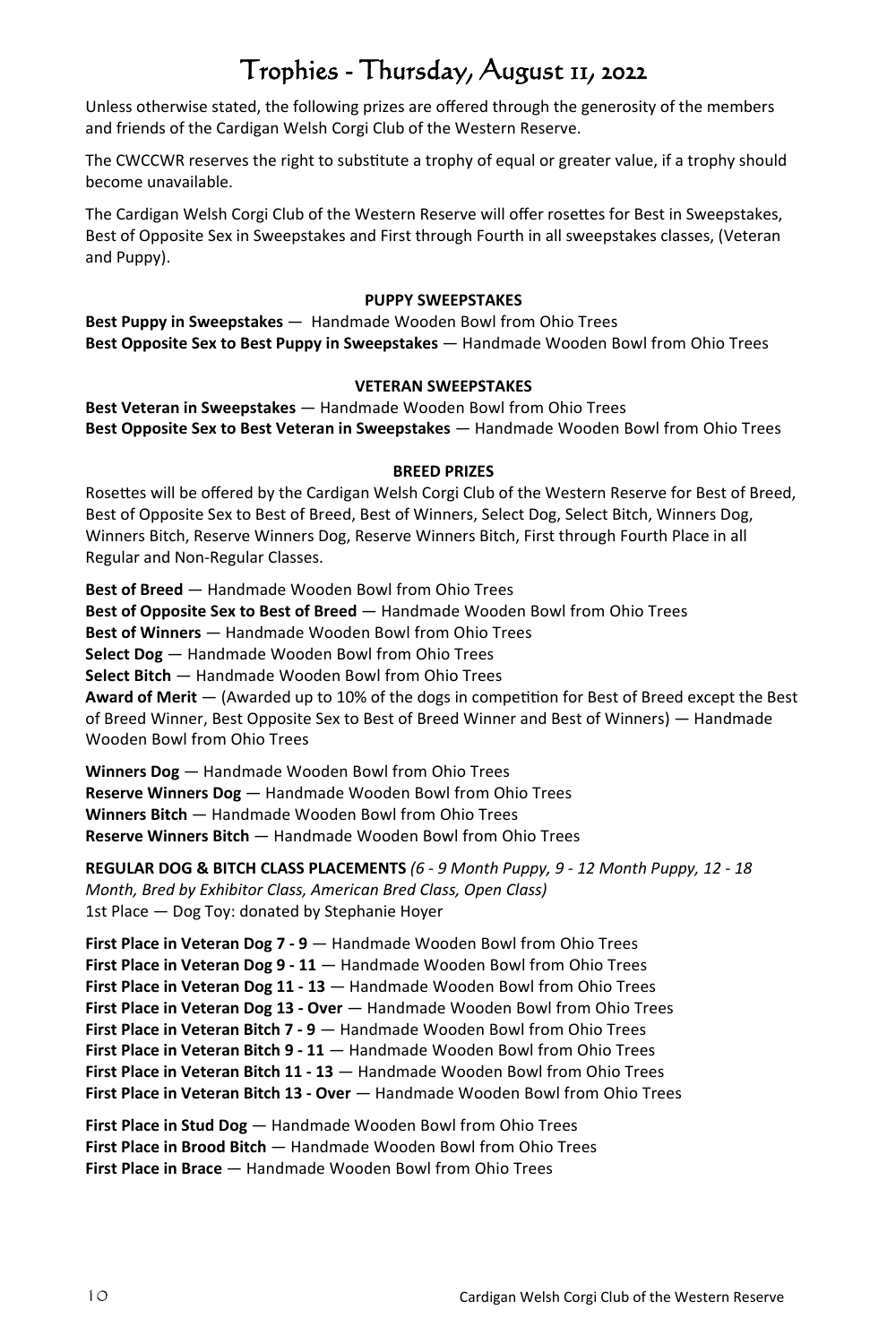# Trophies - Thursday, August 11, 2022

Unless otherwise stated, the following prizes are offered through the generosity of the members and friends of the Cardigan Welsh Corgi Club of the Western Reserve.

The CWCCWR reserves the right to substitute a trophy of equal or greater value, if a trophy should become unavailable.

The Cardigan Welsh Corgi Club of the Western Reserve will offer rosettes for Best in Sweepstakes, Best of Opposite Sex in Sweepstakes and First through Fourth in all sweepstakes classes, (Veteran and Puppy).

**PUPPY SWEEPSTAKES**

**Best Puppy in Sweepstakes** — Handmade Wooden Bowl from Ohio Trees
**Best Opposite Sex to Best Puppy in Sweepstakes** — Handmade Wooden Bowl from Ohio Trees

**VETERAN SWEEPSTAKES**

**Best Veteran in Sweepstakes** — Handmade Wooden Bowl from Ohio Trees
**Best Opposite Sex to Best Veteran in Sweepstakes** — Handmade Wooden Bowl from Ohio Trees

**BREED PRIZES**

Rosettes will be offered by the Cardigan Welsh Corgi Club of the Western Reserve for Best of Breed, Best of Opposite Sex to Best of Breed, Best of Winners, Select Dog, Select Bitch, Winners Dog, Winners Bitch, Reserve Winners Dog, Reserve Winners Bitch, First through Fourth Place in all Regular and Non-Regular Classes.

**Best of Breed** — Handmade Wooden Bowl from Ohio Trees
**Best of Opposite Sex to Best of Breed** — Handmade Wooden Bowl from Ohio Trees
**Best of Winners** — Handmade Wooden Bowl from Ohio Trees
**Select Dog** — Handmade Wooden Bowl from Ohio Trees
**Select Bitch** — Handmade Wooden Bowl from Ohio Trees
**Award of Merit** — (Awarded up to 10% of the dogs in competition for Best of Breed except the Best of Breed Winner, Best Opposite Sex to Best of Breed Winner and Best of Winners) — Handmade Wooden Bowl from Ohio Trees

**Winners Dog** — Handmade Wooden Bowl from Ohio Trees
**Reserve Winners Dog** — Handmade Wooden Bowl from Ohio Trees
**Winners Bitch** — Handmade Wooden Bowl from Ohio Trees
**Reserve Winners Bitch** — Handmade Wooden Bowl from Ohio Trees

**REGULAR DOG & BITCH CLASS PLACEMENTS** *(6 - 9 Month Puppy, 9 - 12 Month Puppy, 12 - 18 Month, Bred by Exhibitor Class, American Bred Class, Open Class)*
1st Place — Dog Toy: donated by Stephanie Hoyer

**First Place in Veteran Dog 7 - 9** — Handmade Wooden Bowl from Ohio Trees
**First Place in Veteran Dog 9 - 11** — Handmade Wooden Bowl from Ohio Trees
**First Place in Veteran Dog 11 - 13** — Handmade Wooden Bowl from Ohio Trees
**First Place in Veteran Dog 13 - Over** — Handmade Wooden Bowl from Ohio Trees
**First Place in Veteran Bitch 7 - 9** — Handmade Wooden Bowl from Ohio Trees
**First Place in Veteran Bitch 9 - 11** — Handmade Wooden Bowl from Ohio Trees
**First Place in Veteran Bitch 11 - 13** — Handmade Wooden Bowl from Ohio Trees
**First Place in Veteran Bitch 13 - Over** — Handmade Wooden Bowl from Ohio Trees

**First Place in Stud Dog** — Handmade Wooden Bowl from Ohio Trees
**First Place in Brood Bitch** — Handmade Wooden Bowl from Ohio Trees
**First Place in Brace** — Handmade Wooden Bowl from Ohio Trees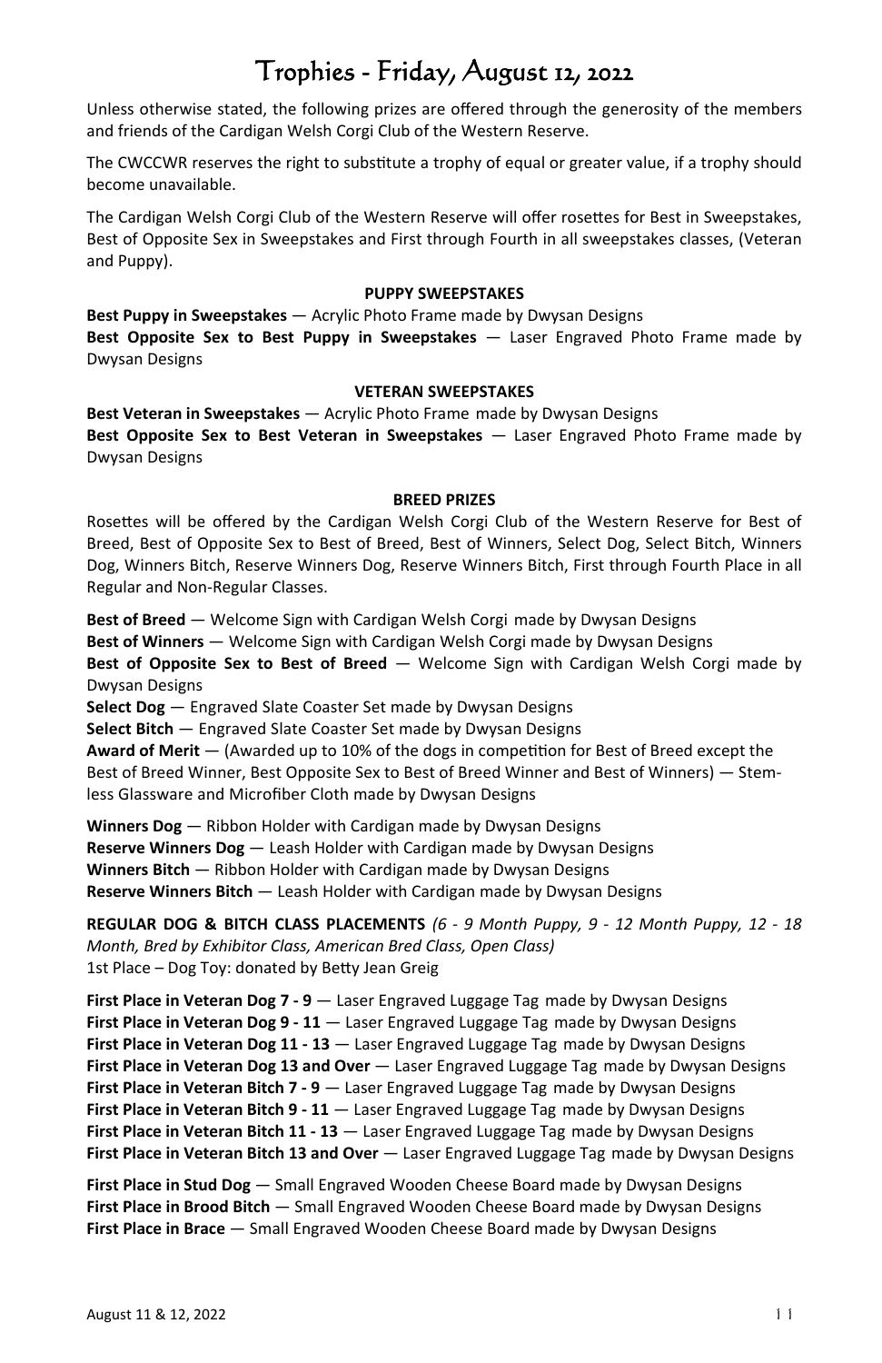# Trophies - Friday, August 12, 2022

Unless otherwise stated, the following prizes are offered through the generosity of the members and friends of the Cardigan Welsh Corgi Club of the Western Reserve.

The CWCCWR reserves the right to substitute a trophy of equal or greater value, if a trophy should become unavailable.

The Cardigan Welsh Corgi Club of the Western Reserve will offer rosettes for Best in Sweepstakes, Best of Opposite Sex in Sweepstakes and First through Fourth in all sweepstakes classes, (Veteran and Puppy).

### PUPPY SWEEPSTAKES

**Best Puppy in Sweepstakes** — Acrylic Photo Frame made by Dwysan Designs
**Best Opposite Sex to Best Puppy in Sweepstakes** — Laser Engraved Photo Frame made by Dwysan Designs

### VETERAN SWEEPSTAKES

**Best Veteran in Sweepstakes** — Acrylic Photo Frame made by Dwysan Designs
**Best Opposite Sex to Best Veteran in Sweepstakes** — Laser Engraved Photo Frame made by Dwysan Designs

### BREED PRIZES

Rosettes will be offered by the Cardigan Welsh Corgi Club of the Western Reserve for Best of Breed, Best of Opposite Sex to Best of Breed, Best of Winners, Select Dog, Select Bitch, Winners Dog, Winners Bitch, Reserve Winners Dog, Reserve Winners Bitch, First through Fourth Place in all Regular and Non-Regular Classes.

**Best of Breed** — Welcome Sign with Cardigan Welsh Corgi made by Dwysan Designs
**Best of Winners** — Welcome Sign with Cardigan Welsh Corgi made by Dwysan Designs
**Best of Opposite Sex to Best of Breed** — Welcome Sign with Cardigan Welsh Corgi made by Dwysan Designs
**Select Dog** — Engraved Slate Coaster Set made by Dwysan Designs
**Select Bitch** — Engraved Slate Coaster Set made by Dwysan Designs
**Award of Merit** — (Awarded up to 10% of the dogs in competition for Best of Breed except the Best of Breed Winner, Best Opposite Sex to Best of Breed Winner and Best of Winners) — Stemless Glassware and Microfiber Cloth made by Dwysan Designs

**Winners Dog** — Ribbon Holder with Cardigan made by Dwysan Designs
**Reserve Winners Dog** — Leash Holder with Cardigan made by Dwysan Designs
**Winners Bitch** — Ribbon Holder with Cardigan made by Dwysan Designs
**Reserve Winners Bitch** — Leash Holder with Cardigan made by Dwysan Designs

**REGULAR DOG & BITCH CLASS PLACEMENTS** *(6 - 9 Month Puppy, 9 - 12 Month Puppy, 12 - 18 Month, Bred by Exhibitor Class, American Bred Class, Open Class)*
1st Place – Dog Toy: donated by Betty Jean Greig

**First Place in Veteran Dog 7 - 9** — Laser Engraved Luggage Tag made by Dwysan Designs
**First Place in Veteran Dog 9 - 11** — Laser Engraved Luggage Tag made by Dwysan Designs
**First Place in Veteran Dog 11 - 13** — Laser Engraved Luggage Tag made by Dwysan Designs
**First Place in Veteran Dog 13 and Over** — Laser Engraved Luggage Tag made by Dwysan Designs
**First Place in Veteran Bitch 7 - 9** — Laser Engraved Luggage Tag made by Dwysan Designs
**First Place in Veteran Bitch 9 - 11** — Laser Engraved Luggage Tag made by Dwysan Designs
**First Place in Veteran Bitch 11 - 13** — Laser Engraved Luggage Tag made by Dwysan Designs
**First Place in Veteran Bitch 13 and Over** — Laser Engraved Luggage Tag made by Dwysan Designs

**First Place in Stud Dog** — Small Engraved Wooden Cheese Board made by Dwysan Designs
**First Place in Brood Bitch** — Small Engraved Wooden Cheese Board made by Dwysan Designs
**First Place in Brace** — Small Engraved Wooden Cheese Board made by Dwysan Designs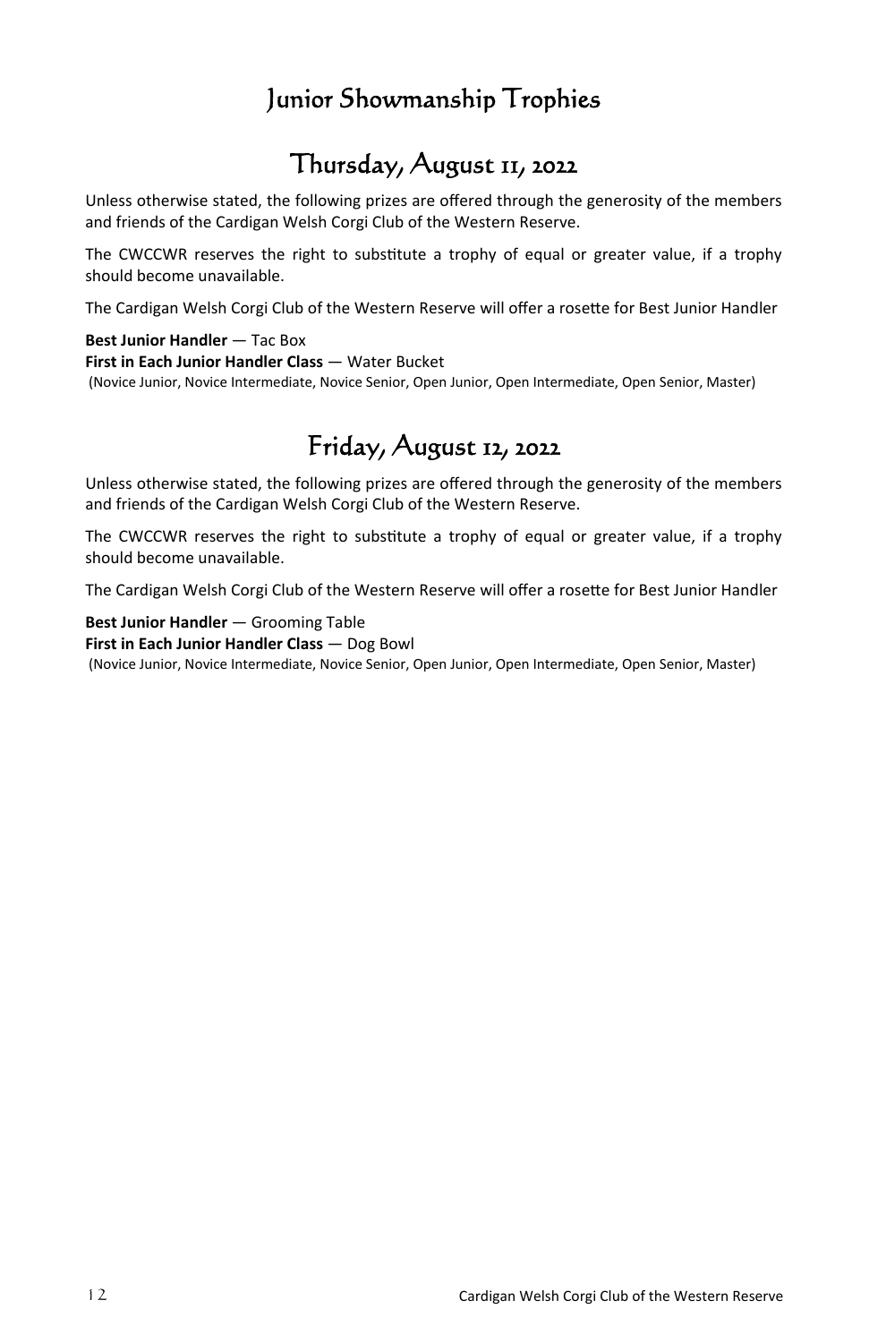# Junior Showmanship Trophies

## Thursday, August 11, 2022

Unless otherwise stated, the following prizes are offered through the generosity of the members and friends of the Cardigan Welsh Corgi Club of the Western Reserve.

The CWCCWR reserves the right to substitute a trophy of equal or greater value, if a trophy should become unavailable.

The Cardigan Welsh Corgi Club of the Western Reserve will offer a rosette for Best Junior Handler

**Best Junior Handler** — Tac Box
**First in Each Junior Handler Class** — Water Bucket
(Novice Junior, Novice Intermediate, Novice Senior, Open Junior, Open Intermediate, Open Senior, Master)

## Friday, August 12, 2022

Unless otherwise stated, the following prizes are offered through the generosity of the members and friends of the Cardigan Welsh Corgi Club of the Western Reserve.

The CWCCWR reserves the right to substitute a trophy of equal or greater value, if a trophy should become unavailable.

The Cardigan Welsh Corgi Club of the Western Reserve will offer a rosette for Best Junior Handler

**Best Junior Handler** — Grooming Table
**First in Each Junior Handler Class** — Dog Bowl
(Novice Junior, Novice Intermediate, Novice Senior, Open Junior, Open Intermediate, Open Senior, Master)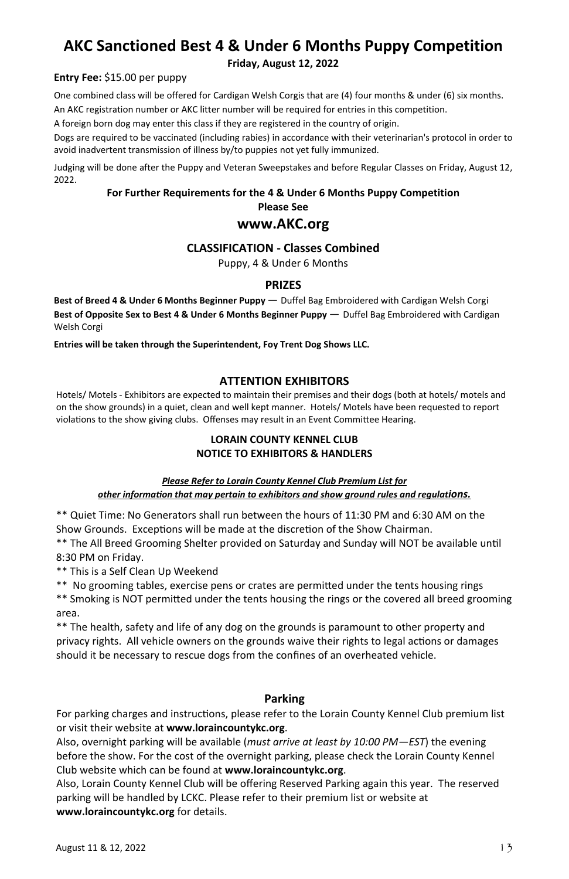# AKC Sanctioned Best 4 & Under 6 Months Puppy Competition

**Friday, August 12, 2022**

**Entry Fee:** $15.00 per puppy

One combined class will be offered for Cardigan Welsh Corgis that are (4) four months & under (6) six months.

An AKC registration number or AKC litter number will be required for entries in this competition.

A foreign born dog may enter this class if they are registered in the country of origin.

Dogs are required to be vaccinated (including rabies) in accordance with their veterinarian's protocol in order to avoid inadvertent transmission of illness by/to puppies not yet fully immunized.

Judging will be done after the Puppy and Veteran Sweepstakes and before Regular Classes on Friday, August 12, 2022.

**For Further Requirements for the 4 & Under 6 Months Puppy Competition**
**Please See**

## www.AKC.org

### CLASSIFICATION - Classes Combined

Puppy, 4 & Under 6 Months

### PRIZES

**Best of Breed 4 & Under 6 Months Beginner Puppy** — Duffel Bag Embroidered with Cardigan Welsh Corgi

**Best of Opposite Sex to Best 4 & Under 6 Months Beginner Puppy** — Duffel Bag Embroidered with Cardigan Welsh Corgi

**Entries will be taken through the Superintendent, Foy Trent Dog Shows LLC.**

### ATTENTION EXHIBITORS

Hotels/ Motels - Exhibitors are expected to maintain their premises and their dogs (both at hotels/ motels and on the show grounds) in a quiet, clean and well kept manner. Hotels/ Motels have been requested to report violations to the show giving clubs. Offenses may result in an Event Committee Hearing.

**LORAIN COUNTY KENNEL CLUB**
**NOTICE TO EXHIBITORS & HANDLERS**

***Please Refer to Lorain County Kennel Club Premium List for other information that may pertain to exhibitors and show ground rules and regulations.***

** Quiet Time: No Generators shall run between the hours of 11:30 PM and 6:30 AM on the Show Grounds. Exceptions will be made at the discretion of the Show Chairman.

** The All Breed Grooming Shelter provided on Saturday and Sunday will NOT be available until 8:30 PM on Friday.

** This is a Self Clean Up Weekend

** No grooming tables, exercise pens or crates are permitted under the tents housing rings

** Smoking is NOT permitted under the tents housing the rings or the covered all breed grooming area.

** The health, safety and life of any dog on the grounds is paramount to other property and privacy rights. All vehicle owners on the grounds waive their rights to legal actions or damages should it be necessary to rescue dogs from the confines of an overheated vehicle.

### Parking

For parking charges and instructions, please refer to the Lorain County Kennel Club premium list or visit their website at **www.loraincountykc.org**.

Also, overnight parking will be available (*must arrive at least by 10:00 PM—EST*) the evening before the show. For the cost of the overnight parking, please check the Lorain County Kennel Club website which can be found at **www.loraincountykc.org**.

Also, Lorain County Kennel Club will be offering Reserved Parking again this year. The reserved parking will be handled by LCKC. Please refer to their premium list or website at **www.loraincountykc.org** for details.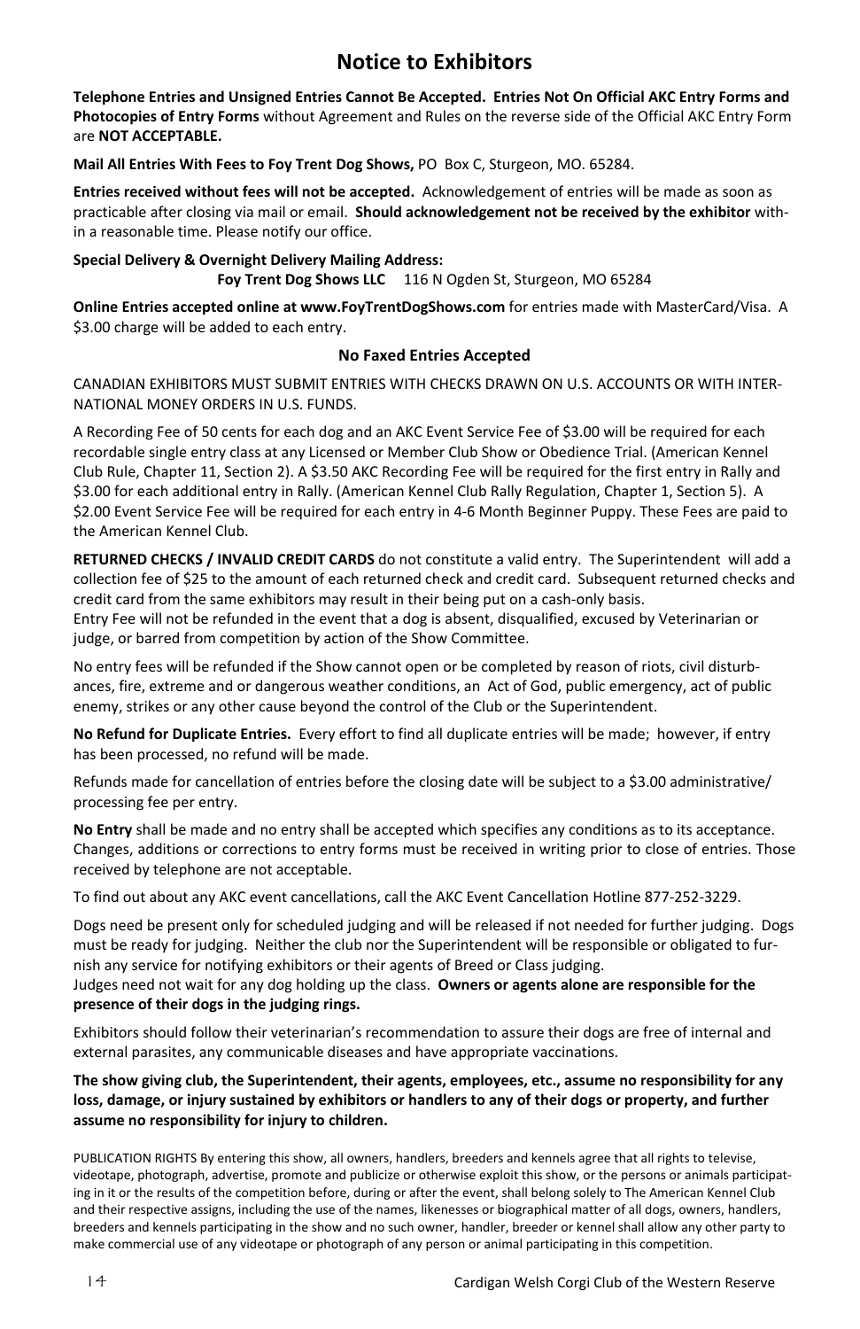# Notice to Exhibitors

**Telephone Entries and Unsigned Entries Cannot Be Accepted. Entries Not On Official AKC Entry Forms and Photocopies of Entry Forms** without Agreement and Rules on the reverse side of the Official AKC Entry Form are **NOT ACCEPTABLE.**

**Mail All Entries With Fees to Foy Trent Dog Shows,** PO Box C, Sturgeon, MO. 65284.

**Entries received without fees will not be accepted.** Acknowledgement of entries will be made as soon as practicable after closing via mail or email. **Should acknowledgement not be received by the exhibitor** within a reasonable time. Please notify our office.

**Special Delivery & Overnight Delivery Mailing Address:**
**Foy Trent Dog Shows LLC** 116 N Ogden St, Sturgeon, MO 65284

**Online Entries accepted online at www.FoyTrentDogShows.com** for entries made with MasterCard/Visa. A $3.00 charge will be added to each entry.

**No Faxed Entries Accepted**

CANADIAN EXHIBITORS MUST SUBMIT ENTRIES WITH CHECKS DRAWN ON U.S. ACCOUNTS OR WITH INTERNATIONAL MONEY ORDERS IN U.S. FUNDS.

A Recording Fee of 50 cents for each dog and an AKC Event Service Fee of $3.00 will be required for each recordable single entry class at any Licensed or Member Club Show or Obedience Trial. (American Kennel Club Rule, Chapter 11, Section 2). A $3.50 AKC Recording Fee will be required for the first entry in Rally and $3.00 for each additional entry in Rally. (American Kennel Club Rally Regulation, Chapter 1, Section 5). A $2.00 Event Service Fee will be required for each entry in 4-6 Month Beginner Puppy. These Fees are paid to the American Kennel Club.

**RETURNED CHECKS / INVALID CREDIT CARDS** do not constitute a valid entry. The Superintendent will add a collection fee of $25 to the amount of each returned check and credit card. Subsequent returned checks and credit card from the same exhibitors may result in their being put on a cash-only basis.
Entry Fee will not be refunded in the event that a dog is absent, disqualified, excused by Veterinarian or judge, or barred from competition by action of the Show Committee.

No entry fees will be refunded if the Show cannot open or be completed by reason of riots, civil disturbances, fire, extreme and or dangerous weather conditions, an Act of God, public emergency, act of public enemy, strikes or any other cause beyond the control of the Club or the Superintendent.

**No Refund for Duplicate Entries.** Every effort to find all duplicate entries will be made; however, if entry has been processed, no refund will be made.

Refunds made for cancellation of entries before the closing date will be subject to a $3.00 administrative/processing fee per entry.

**No Entry** shall be made and no entry shall be accepted which specifies any conditions as to its acceptance. Changes, additions or corrections to entry forms must be received in writing prior to close of entries. Those received by telephone are not acceptable.

To find out about any AKC event cancellations, call the AKC Event Cancellation Hotline 877-252-3229.

Dogs need be present only for scheduled judging and will be released if not needed for further judging. Dogs must be ready for judging. Neither the club nor the Superintendent will be responsible or obligated to furnish any service for notifying exhibitors or their agents of Breed or Class judging.
Judges need not wait for any dog holding up the class. **Owners or agents alone are responsible for the presence of their dogs in the judging rings.**

Exhibitors should follow their veterinarian's recommendation to assure their dogs are free of internal and external parasites, any communicable diseases and have appropriate vaccinations.

**The show giving club, the Superintendent, their agents, employees, etc., assume no responsibility for any loss, damage, or injury sustained by exhibitors or handlers to any of their dogs or property, and further assume no responsibility for injury to children.**

PUBLICATION RIGHTS By entering this show, all owners, handlers, breeders and kennels agree that all rights to televise, videotape, photograph, advertise, promote and publicize or otherwise exploit this show, or the persons or animals participating in it or the results of the competition before, during or after the event, shall belong solely to The American Kennel Club and their respective assigns, including the use of the names, likenesses or biographical matter of all dogs, owners, handlers, breeders and kennels participating in the show and no such owner, handler, breeder or kennel shall allow any other party to make commercial use of any videotape or photograph of any person or animal participating in this competition.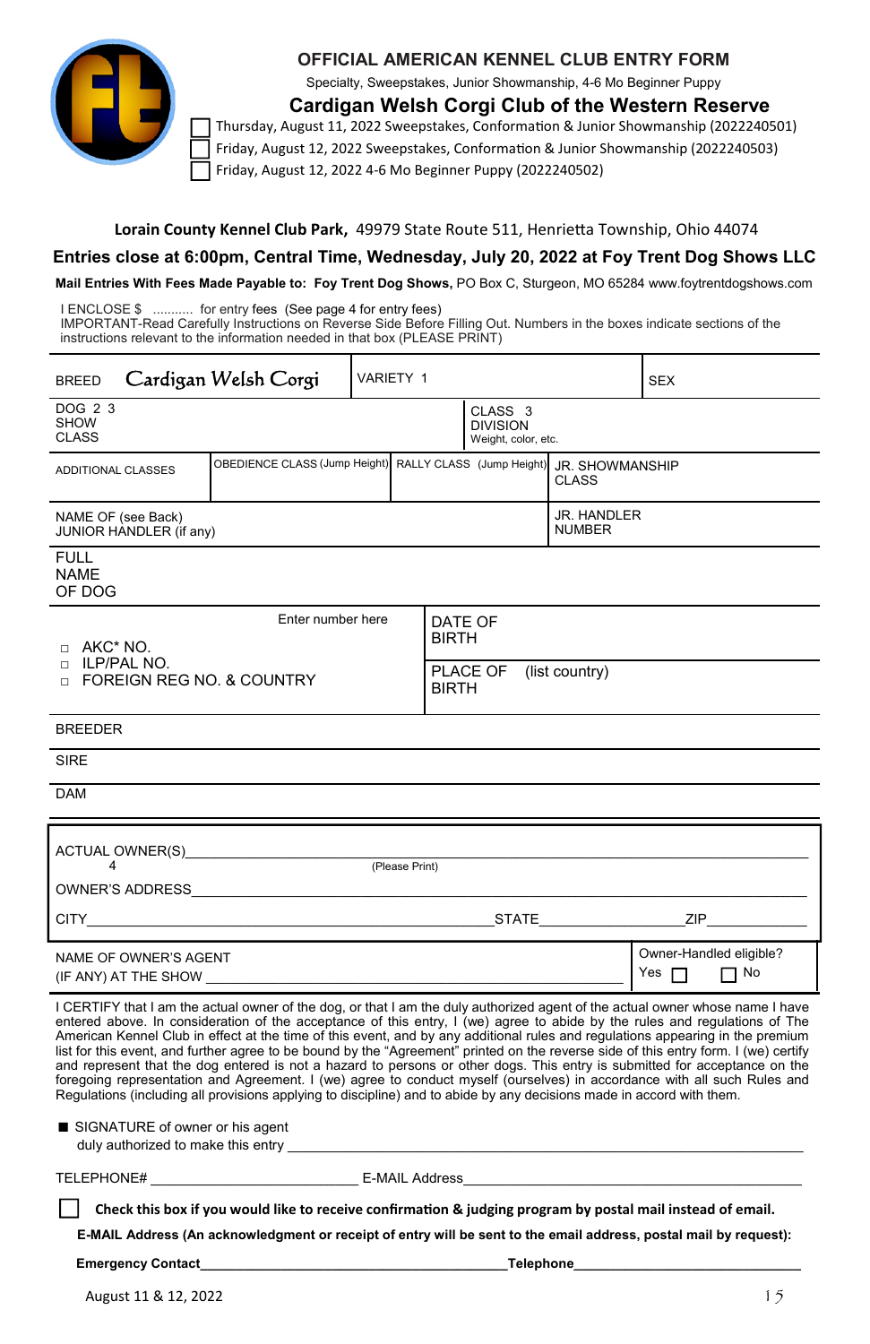# OFFICIAL AMERICAN KENNEL CLUB ENTRY FORM

Specialty, Sweepstakes, Junior Showmanship, 4-6 Mo Beginner Puppy

## Cardigan Welsh Corgi Club of the Western Reserve

☐ Thursday, August 11, 2022 Sweepstakes, Conformation & Junior Showmanship (2022240501)

☐ Friday, August 12, 2022 Sweepstakes, Conformation & Junior Showmanship (2022240503)

☐ Friday, August 12, 2022 4-6 Mo Beginner Puppy (2022240502)

**Lorain County Kennel Club Park,** 49979 State Route 511, Henrietta Township, Ohio 44074

**Entries close at 6:00pm, Central Time, Wednesday, July 20, 2022 at Foy Trent Dog Shows LLC**

**Mail Entries With Fees Made Payable to: Foy Trent Dog Shows,** PO Box C, Sturgeon, MO 65284 www.foytrentdogshows.com

I ENCLOSE $ .......... for entry fees (See page 4 for entry fees)
IMPORTANT-Read Carefully Instructions on Reverse Side Before Filling Out. Numbers in the boxes indicate sections of the instructions relevant to the information needed in that box (PLEASE PRINT)

| | | | |
|---|---|---|---|
| BREED Cardigan Welsh Corgi | VARIETY 1 | | SEX |
| DOG 2 3 SHOW CLASS | | CLASS 3 DIVISION Weight, color, etc. | |
| ADDITIONAL CLASSES | OBEDIENCE CLASS (Jump Height) | RALLY CLASS (Jump Height) | JR. SHOWMANSHIP CLASS |
| NAME OF (see Back) JUNIOR HANDLER (if any) | | | JR. HANDLER NUMBER |
| FULL NAME OF DOG | | | |

| | |
|---|---|
| Enter number here<br>□ AKC* NO.<br>□ ILP/PAL NO.<br>□ FOREIGN REG NO. & COUNTRY | DATE OF BIRTH |
| | PLACE OF BIRTH (list country) |

BREEDER

SIRE

DAM

ACTUAL OWNER(S) 4 ____________________ (Please Print)

OWNER'S ADDRESS ____________________

CITY ____________________ STATE __________ ZIP __________

NAME OF OWNER'S AGENT (IF ANY) AT THE SHOW ____________________

Owner-Handled eligible? Yes ☐ No ☐

I CERTIFY that I am the actual owner of the dog, or that I am the duly authorized agent of the actual owner whose name I have entered above. In consideration of the acceptance of this entry, I (we) agree to abide by the rules and regulations of The American Kennel Club in effect at the time of this event, and by any additional rules and regulations appearing in the premium list for this event, and further agree to be bound by the "Agreement" printed on the reverse side of this entry form. I (we) certify and represent that the dog entered is not a hazard to persons or other dogs. This entry is submitted for acceptance on the foregoing representation and Agreement. I (we) agree to conduct myself (ourselves) in accordance with all such Rules and Regulations (including all provisions applying to discipline) and to abide by any decisions made in accord with them.

■ SIGNATURE of owner or his agent duly authorized to make this entry ____________________

TELEPHONE# ____________________ E-MAIL Address ____________________

☐ **Check this box if you would like to receive confirmation & judging program by postal mail instead of email.**

**E-MAIL Address (An acknowledgment or receipt of entry will be sent to the email address, postal mail by request):**

**Emergency Contact**____________________**Telephone**____________________

August 11 & 12, 2022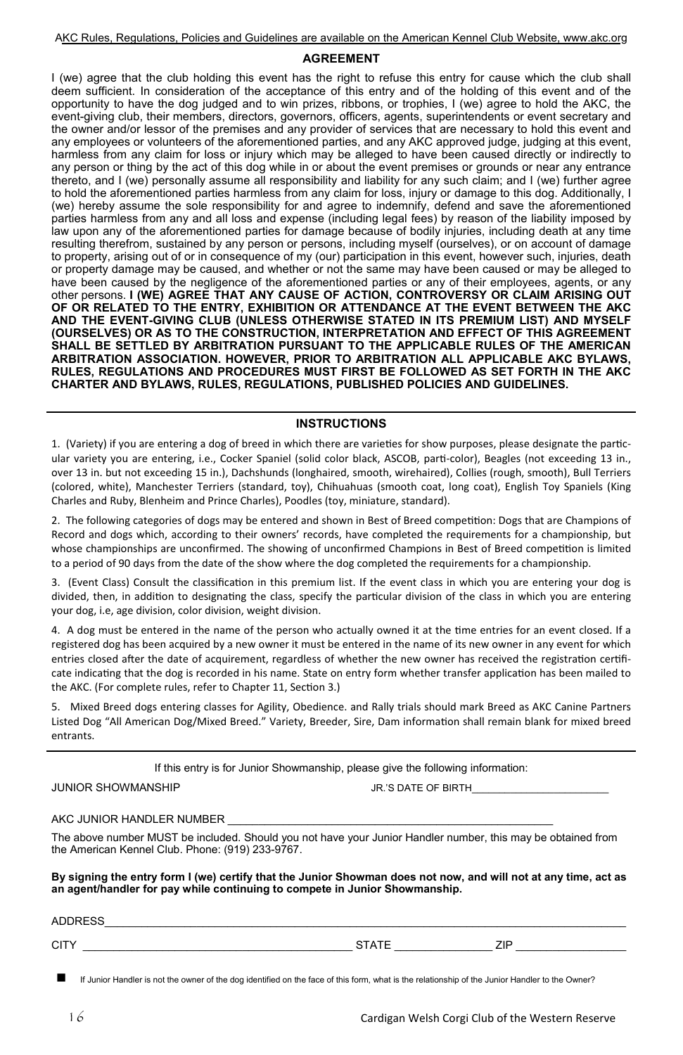AKC Rules, Regulations, Policies and Guidelines are available on the American Kennel Club Website, www.akc.org

## AGREEMENT

I (we) agree that the club holding this event has the right to refuse this entry for cause which the club shall deem sufficient. In consideration of the acceptance of this entry and of the holding of this event and of the opportunity to have the dog judged and to win prizes, ribbons, or trophies, I (we) agree to hold the AKC, the event-giving club, their members, directors, governors, officers, agents, superintendents or event secretary and the owner and/or lessor of the premises and any provider of services that are necessary to hold this event and any employees or volunteers of the aforementioned parties, and any AKC approved judge, judging at this event, harmless from any claim for loss or injury which may be alleged to have been caused directly or indirectly to any person or thing by the act of this dog while in or about the event premises or grounds or near any entrance thereto, and I (we) personally assume all responsibility and liability for any such claim; and I (we) further agree to hold the aforementioned parties harmless from any claim for loss, injury or damage to this dog. Additionally, I (we) hereby assume the sole responsibility for and agree to indemnify, defend and save the aforementioned parties harmless from any and all loss and expense (including legal fees) by reason of the liability imposed by law upon any of the aforementioned parties for damage because of bodily injuries, including death at any time resulting therefrom, sustained by any person or persons, including myself (ourselves), or on account of damage to property, arising out of or in consequence of my (our) participation in this event, however such, injuries, death or property damage may be caused, and whether or not the same may have been caused or may be alleged to have been caused by the negligence of the aforementioned parties or any of their employees, agents, or any other persons. **I (WE) AGREE THAT ANY CAUSE OF ACTION, CONTROVERSY OR CLAIM ARISING OUT OF OR RELATED TO THE ENTRY, EXHIBITION OR ATTENDANCE AT THE EVENT BETWEEN THE AKC AND THE EVENT-GIVING CLUB (UNLESS OTHERWISE STATED IN ITS PREMIUM LIST) AND MYSELF (OURSELVES) OR AS TO THE CONSTRUCTION, INTERPRETATION AND EFFECT OF THIS AGREEMENT SHALL BE SETTLED BY ARBITRATION PURSUANT TO THE APPLICABLE RULES OF THE AMERICAN ARBITRATION ASSOCIATION. HOWEVER, PRIOR TO ARBITRATION ALL APPLICABLE AKC BYLAWS, RULES, REGULATIONS AND PROCEDURES MUST FIRST BE FOLLOWED AS SET FORTH IN THE AKC CHARTER AND BYLAWS, RULES, REGULATIONS, PUBLISHED POLICIES AND GUIDELINES.**

## INSTRUCTIONS

1. (Variety) if you are entering a dog of breed in which there are varieties for show purposes, please designate the particular variety you are entering, i.e., Cocker Spaniel (solid color black, ASCOB, parti-color), Beagles (not exceeding 13 in., over 13 in. but not exceeding 15 in.), Dachshunds (longhaired, smooth, wirehaired), Collies (rough, smooth), Bull Terriers (colored, white), Manchester Terriers (standard, toy), Chihuahuas (smooth coat, long coat), English Toy Spaniels (King Charles and Ruby, Blenheim and Prince Charles), Poodles (toy, miniature, standard).

2. The following categories of dogs may be entered and shown in Best of Breed competition: Dogs that are Champions of Record and dogs which, according to their owners' records, have completed the requirements for a championship, but whose championships are unconfirmed. The showing of unconfirmed Champions in Best of Breed competition is limited to a period of 90 days from the date of the show where the dog completed the requirements for a championship.

3. (Event Class) Consult the classification in this premium list. If the event class in which you are entering your dog is divided, then, in addition to designating the class, specify the particular division of the class in which you are entering your dog, i.e, age division, color division, weight division.

4. A dog must be entered in the name of the person who actually owned it at the time entries for an event closed. If a registered dog has been acquired by a new owner it must be entered in the name of its new owner in any event for which entries closed after the date of acquirement, regardless of whether the new owner has received the registration certificate indicating that the dog is recorded in his name. State on entry form whether transfer application has been mailed to the AKC. (For complete rules, refer to Chapter 11, Section 3.)

5. Mixed Breed dogs entering classes for Agility, Obedience. and Rally trials should mark Breed as AKC Canine Partners Listed Dog "All American Dog/Mixed Breed." Variety, Breeder, Sire, Dam information shall remain blank for mixed breed entrants.

If this entry is for Junior Showmanship, please give the following information:

JUNIOR SHOWMANSHIP JR.'S DATE OF BIRTH________________________

AKC JUNIOR HANDLER NUMBER ______________________________________________________

The above number MUST be included. Should you not have your Junior Handler number, this may be obtained from the American Kennel Club. Phone: (919) 233-9767.

**By signing the entry form I (we) certify that the Junior Showman does not now, and will not at any time, act as an agent/handler for pay while continuing to compete in Junior Showmanship.**

ADDRESS_______________________________________________________________________________________

CITY ____________________________________________ STATE ________________ ZIP __________________

■ If Junior Handler is not the owner of the dog identified on the face of this form, what is the relationship of the Junior Handler to the Owner?

Cardigan Welsh Corgi Club of the Western Reserve